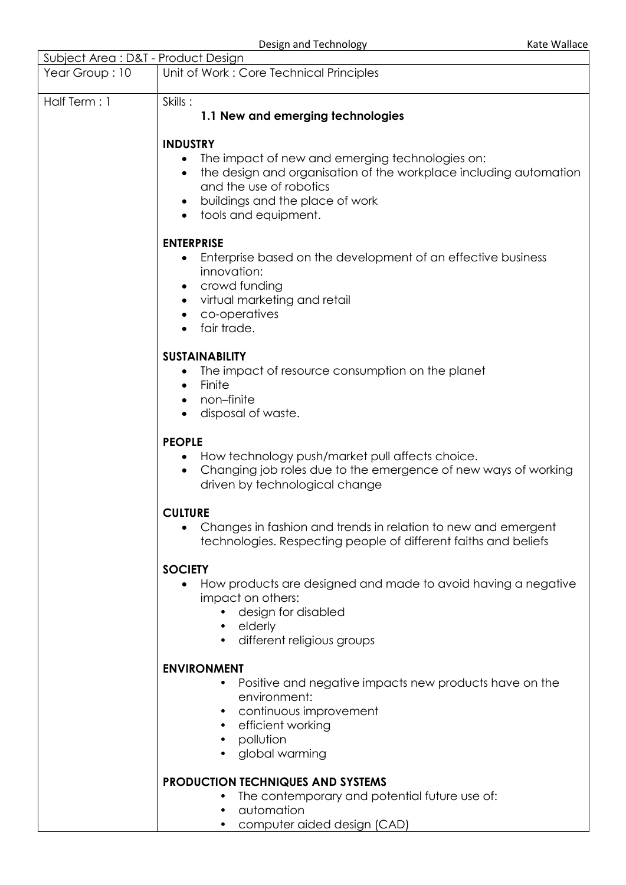| Subject Area : D&T - Product Design | |
|---|---|
| Year Group : 10 | Unit of Work : Core Technical Principles |
| Half Term : 1 | Skills :<br>**1.1 New and emerging technologies**<br><br>**INDUSTRY**<br>• The impact of new and emerging technologies on:<br>• the design and organisation of the workplace including automation and the use of robotics<br>• buildings and the place of work<br>• tools and equipment.<br><br>**ENTERPRISE**<br>• Enterprise based on the development of an effective business innovation:<br>• crowd funding<br>• virtual marketing and retail<br>• co-operatives<br>• fair trade.<br><br>**SUSTAINABILITY**<br>• The impact of resource consumption on the planet<br>• Finite<br>• non–finite<br>• disposal of waste.<br><br>**PEOPLE**<br>• How technology push/market pull affects choice.<br>• Changing job roles due to the emergence of new ways of working driven by technological change<br><br>**CULTURE**<br>• Changes in fashion and trends in relation to new and emergent technologies. Respecting people of different faiths and beliefs<br><br>**SOCIETY**<br>• How products are designed and made to avoid having a negative impact on others:<br>&nbsp;&nbsp;• design for disabled<br>&nbsp;&nbsp;• elderly<br>&nbsp;&nbsp;• different religious groups<br><br>**ENVIRONMENT**<br>• Positive and negative impacts new products have on the environment:<br>• continuous improvement<br>• efficient working<br>• pollution<br>• global warming<br><br>**PRODUCTION TECHNIQUES AND SYSTEMS**<br>• The contemporary and potential future use of:<br>• automation<br>• computer aided design (CAD) |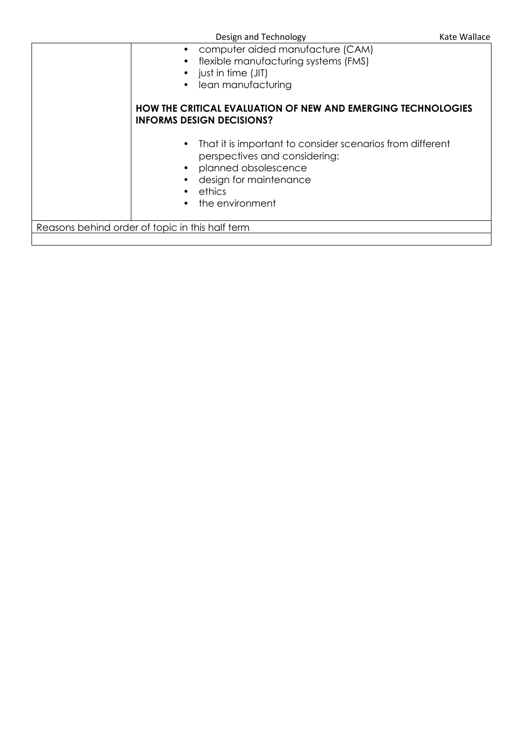| | |
|---|---|
| | • computer aided manufacture (CAM)<br>• flexible manufacturing systems (FMS)<br>• just in time (JIT)<br>• lean manufacturing<br><br>**HOW THE CRITICAL EVALUATION OF NEW AND EMERGING TECHNOLOGIES INFORMS DESIGN DECISIONS?**<br><br>• That it is important to consider scenarios from different perspectives and considering:<br>• planned obsolescence<br>• design for maintenance<br>• ethics<br>• the environment |

| Reasons behind order of topic in this half term |
|---|
| |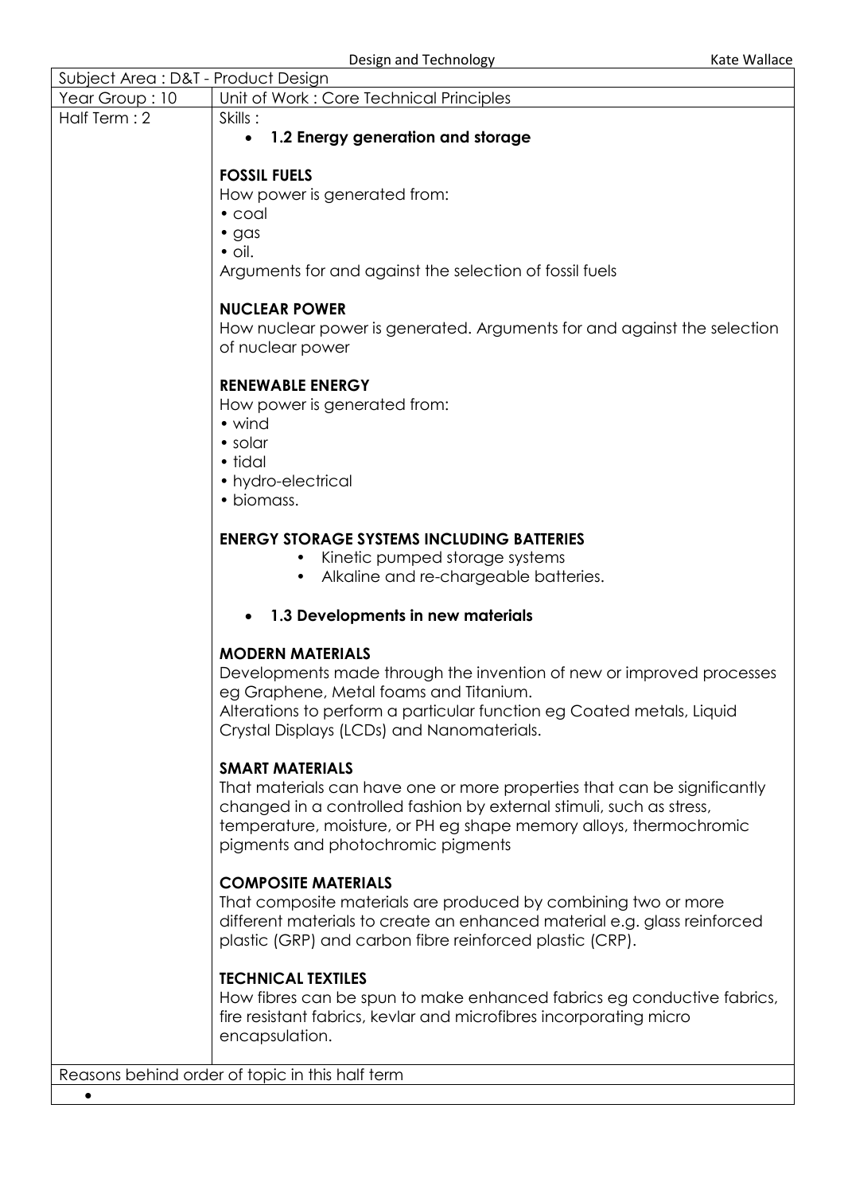| Subject Area : D&T - Product Design | |
|---|---|
| Year Group : 10 | Unit of Work : Core Technical Principles |
| Half Term : 2 | Skills :<br>• **1.2 Energy generation and storage**<br><br>**FOSSIL FUELS**<br>How power is generated from:<br>• coal<br>• gas<br>• oil.<br>Arguments for and against the selection of fossil fuels<br><br>**NUCLEAR POWER**<br>How nuclear power is generated. Arguments for and against the selection of nuclear power<br><br>**RENEWABLE ENERGY**<br>How power is generated from:<br>• wind<br>• solar<br>• tidal<br>• hydro-electrical<br>• biomass.<br><br>**ENERGY STORAGE SYSTEMS INCLUDING BATTERIES**<br>• Kinetic pumped storage systems<br>• Alkaline and re-chargeable batteries.<br><br>• **1.3 Developments in new materials**<br><br>**MODERN MATERIALS**<br>Developments made through the invention of new or improved processes eg Graphene, Metal foams and Titanium.<br>Alterations to perform a particular function eg Coated metals, Liquid Crystal Displays (LCDs) and Nanomaterials.<br><br>**SMART MATERIALS**<br>That materials can have one or more properties that can be significantly changed in a controlled fashion by external stimuli, such as stress, temperature, moisture, or PH eg shape memory alloys, thermochromic pigments and photochromic pigments<br><br>**COMPOSITE MATERIALS**<br>That composite materials are produced by combining two or more different materials to create an enhanced material e.g. glass reinforced plastic (GRP) and carbon fibre reinforced plastic (CRP).<br><br>**TECHNICAL TEXTILES**<br>How fibres can be spun to make enhanced fabrics eg conductive fabrics, fire resistant fabrics, kevlar and microfibres incorporating micro encapsulation. |
| Reasons behind order of topic in this half term | |
| • | |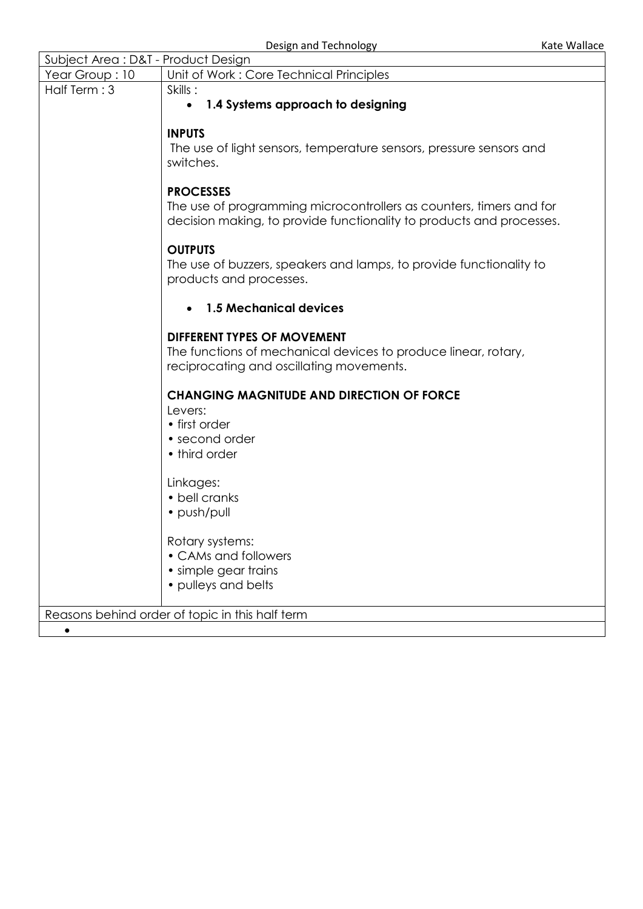| Subject Area : D&T - Product Design | |
|---|---|
| Year Group : 10 | Unit of Work : Core Technical Principles |
| Half Term : 3 | Skills :<br>• **1.4 Systems approach to designing**<br><br>**INPUTS**<br>The use of light sensors, temperature sensors, pressure sensors and switches.<br><br>**PROCESSES**<br>The use of programming microcontrollers as counters, timers and for decision making, to provide functionality to products and processes.<br><br>**OUTPUTS**<br>The use of buzzers, speakers and lamps, to provide functionality to products and processes.<br><br>• **1.5 Mechanical devices**<br><br>**DIFFERENT TYPES OF MOVEMENT**<br>The functions of mechanical devices to produce linear, rotary, reciprocating and oscillating movements.<br><br>**CHANGING MAGNITUDE AND DIRECTION OF FORCE**<br>Levers:<br>• first order<br>• second order<br>• third order<br><br>Linkages:<br>• bell cranks<br>• push/pull<br><br>Rotary systems:<br>• CAMs and followers<br>• simple gear trains<br>• pulleys and belts |
| Reasons behind order of topic in this half term | |
| • | |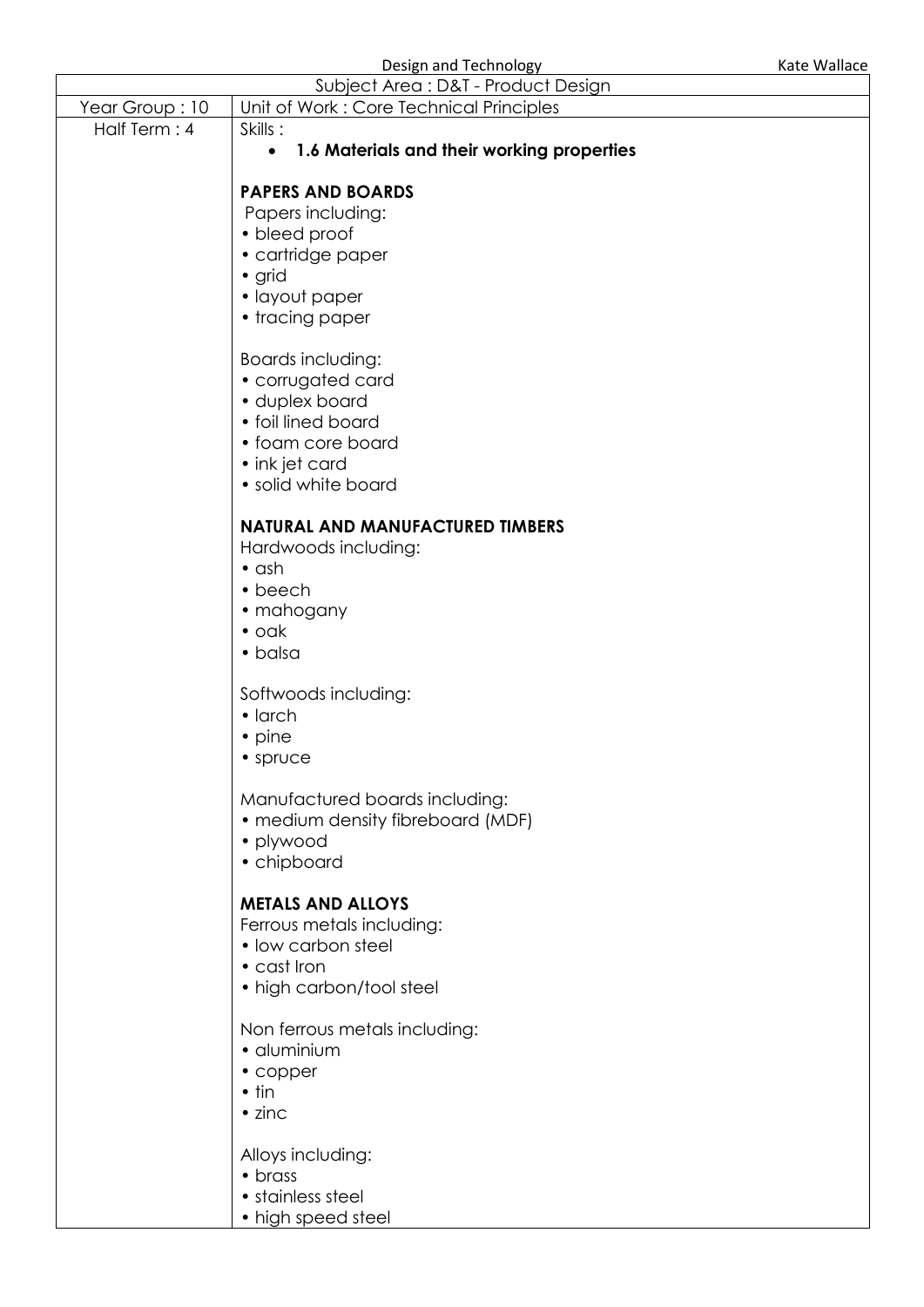| Subject Area : D&T - Product Design | |
|---|---|
| Year Group : 10 | Unit of Work : Core Technical Principles |
| Half Term : 4 | Skills :<br>• **1.6 Materials and their working properties**<br><br>**PAPERS AND BOARDS**<br>Papers including:<br>• bleed proof<br>• cartridge paper<br>• grid<br>• layout paper<br>• tracing paper<br><br>Boards including:<br>• corrugated card<br>• duplex board<br>• foil lined board<br>• foam core board<br>• ink jet card<br>• solid white board<br><br>**NATURAL AND MANUFACTURED TIMBERS**<br>Hardwoods including:<br>• ash<br>• beech<br>• mahogany<br>• oak<br>• balsa<br><br>Softwoods including:<br>• larch<br>• pine<br>• spruce<br><br>Manufactured boards including:<br>• medium density fibreboard (MDF)<br>• plywood<br>• chipboard<br><br>**METALS AND ALLOYS**<br>Ferrous metals including:<br>• low carbon steel<br>• cast Iron<br>• high carbon/tool steel<br><br>Non ferrous metals including:<br>• aluminium<br>• copper<br>• tin<br>• zinc<br><br>Alloys including:<br>• brass<br>• stainless steel<br>• high speed steel |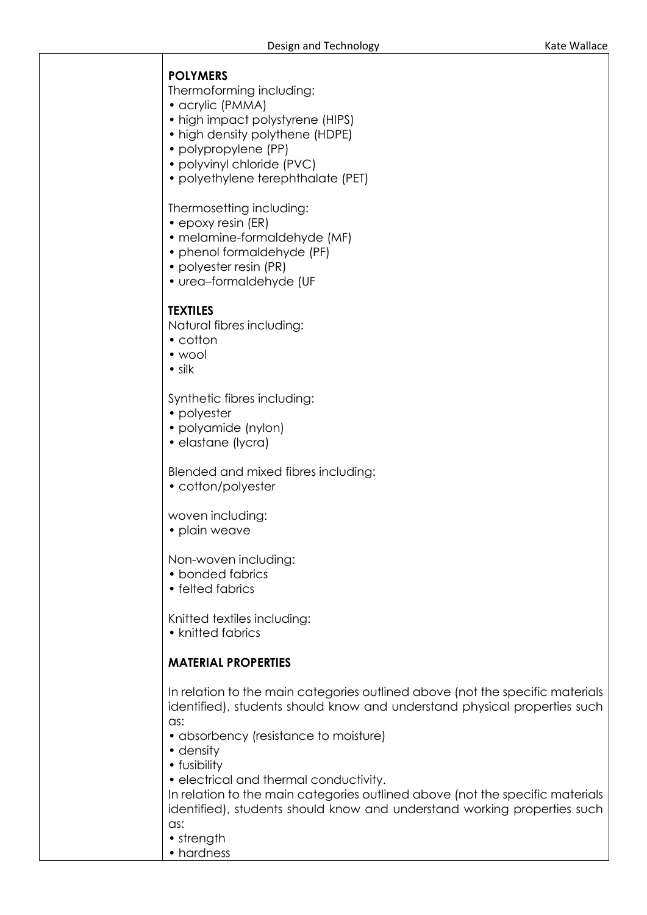**POLYMERS**

Thermoforming including:

- acrylic (PMMA)
- high impact polystyrene (HIPS)
- high density polythene (HDPE)
- polypropylene (PP)
- polyvinyl chloride (PVC)
- polyethylene terephthalate (PET)

Thermosetting including:

- epoxy resin (ER)
- melamine-formaldehyde (MF)
- phenol formaldehyde (PF)
- polyester resin (PR)
- urea–formaldehyde (UF

**TEXTILES**

Natural fibres including:

- cotton
- wool
- silk

Synthetic fibres including:

- polyester
- polyamide (nylon)
- elastane (lycra)

Blended and mixed fibres including:

- cotton/polyester

woven including:

- plain weave

Non-woven including:

- bonded fabrics
- felted fabrics

Knitted textiles including:

- knitted fabrics

**MATERIAL PROPERTIES**

In relation to the main categories outlined above (not the specific materials identified), students should know and understand physical properties such as:

- absorbency (resistance to moisture)
- density
- fusibility
- electrical and thermal conductivity.

In relation to the main categories outlined above (not the specific materials identified), students should know and understand working properties such as:

- strength
- hardness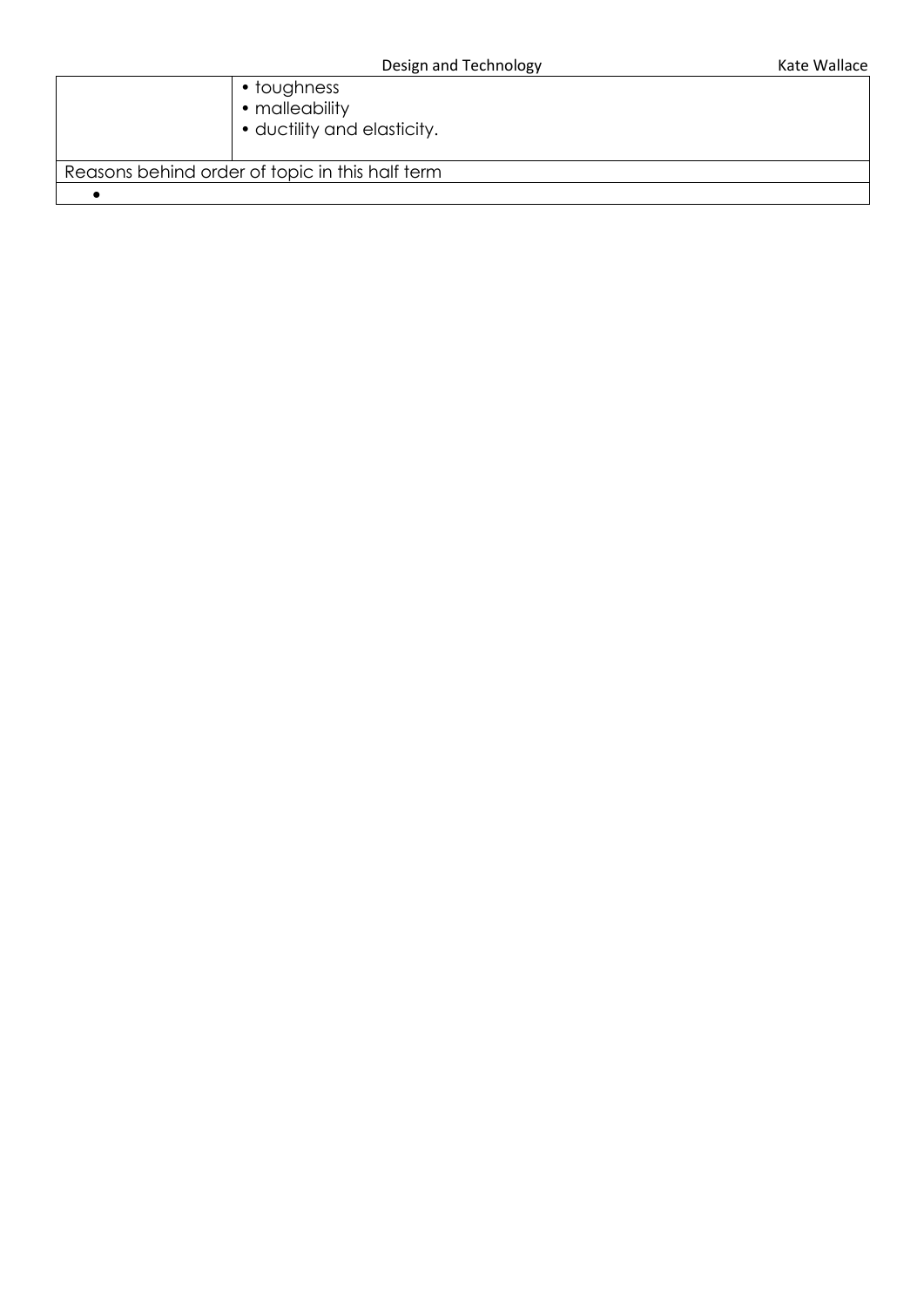| | |
|---|---|
| | • toughness<br>• malleability<br>• ductility and elasticity. |
| Reasons behind order of topic in this half term | |
| • | |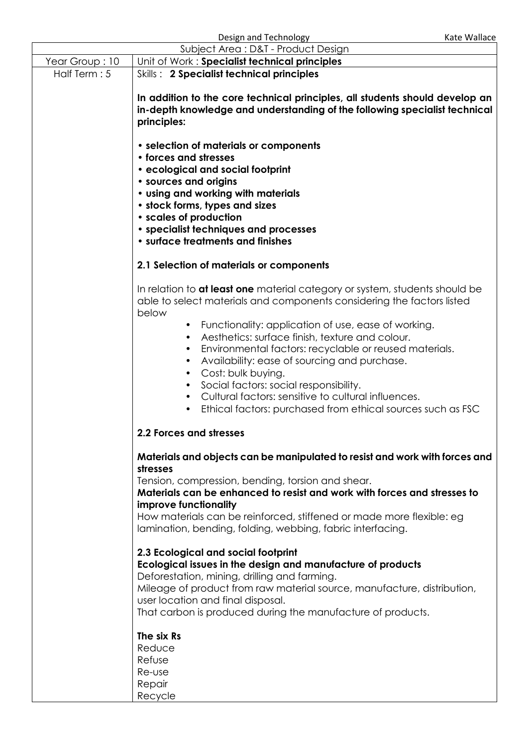| Subject Area : D&T - Product Design | |
|---|---|
| Year Group : 10 | Unit of Work : **Specialist technical principles** |
| Half Term : 5 | Skills : **2 Specialist technical principles**<br><br>**In addition to the core technical principles, all students should develop an in-depth knowledge and understanding of the following specialist technical principles:**<br><br>**• selection of materials or components**<br>**• forces and stresses**<br>**• ecological and social footprint**<br>**• sources and origins**<br>**• using and working with materials**<br>**• stock forms, types and sizes**<br>**• scales of production**<br>**• specialist techniques and processes**<br>**• surface treatments and finishes**<br><br>**2.1 Selection of materials or components**<br><br>In relation to **at least one** material category or system, students should be able to select materials and components considering the factors listed below<br>• Functionality: application of use, ease of working.<br>• Aesthetics: surface finish, texture and colour.<br>• Environmental factors: recyclable or reused materials.<br>• Availability: ease of sourcing and purchase.<br>• Cost: bulk buying.<br>• Social factors: social responsibility.<br>• Cultural factors: sensitive to cultural influences.<br>• Ethical factors: purchased from ethical sources such as FSC<br><br>**2.2 Forces and stresses**<br><br>**Materials and objects can be manipulated to resist and work with forces and stresses**<br>Tension, compression, bending, torsion and shear.<br>**Materials can be enhanced to resist and work with forces and stresses to improve functionality**<br>How materials can be reinforced, stiffened or made more flexible: eg lamination, bending, folding, webbing, fabric interfacing.<br><br>**2.3 Ecological and social footprint**<br>**Ecological issues in the design and manufacture of products**<br>Deforestation, mining, drilling and farming.<br>Mileage of product from raw material source, manufacture, distribution, user location and final disposal.<br>That carbon is produced during the manufacture of products.<br><br>**The six Rs**<br>Reduce<br>Refuse<br>Re-use<br>Repair<br>Recycle |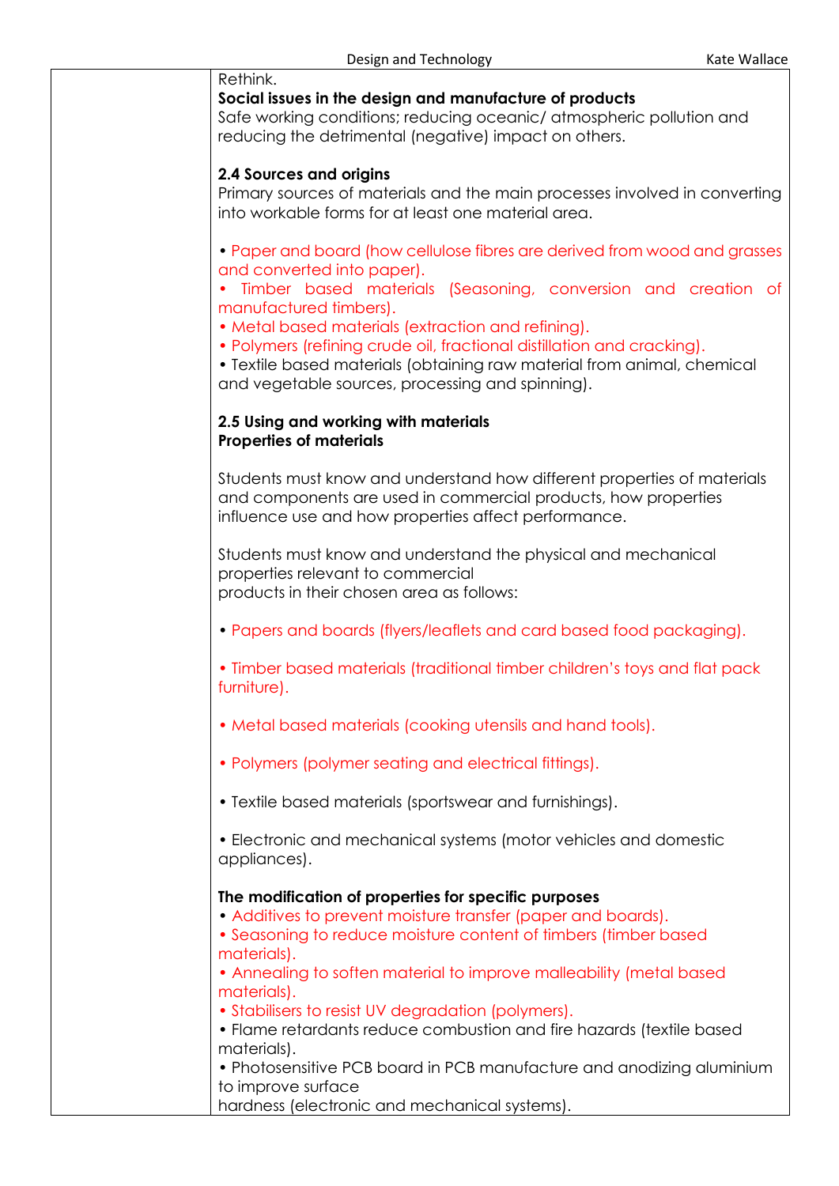Rethink.

**Social issues in the design and manufacture of products**

Safe working conditions; reducing oceanic/ atmospheric pollution and reducing the detrimental (negative) impact on others.

**2.4 Sources and origins**

Primary sources of materials and the main processes involved in converting into workable forms for at least one material area.

- Paper and board (how cellulose fibres are derived from wood and grasses and converted into paper).
- Timber based materials (Seasoning, conversion and creation of manufactured timbers).
- Metal based materials (extraction and refining).
- Polymers (refining crude oil, fractional distillation and cracking).
- Textile based materials (obtaining raw material from animal, chemical and vegetable sources, processing and spinning).

**2.5 Using and working with materials**

**Properties of materials**

Students must know and understand how different properties of materials and components are used in commercial products, how properties influence use and how properties affect performance.

Students must know and understand the physical and mechanical properties relevant to commercial products in their chosen area as follows:

- Papers and boards (flyers/leaflets and card based food packaging).
- Timber based materials (traditional timber children's toys and flat pack furniture).
- Metal based materials (cooking utensils and hand tools).
- Polymers (polymer seating and electrical fittings).
- Textile based materials (sportswear and furnishings).
- Electronic and mechanical systems (motor vehicles and domestic appliances).

**The modification of properties for specific purposes**

- Additives to prevent moisture transfer (paper and boards).
- Seasoning to reduce moisture content of timbers (timber based materials).
- Annealing to soften material to improve malleability (metal based materials).
- Stabilisers to resist UV degradation (polymers).
- Flame retardants reduce combustion and fire hazards (textile based materials).
- Photosensitive PCB board in PCB manufacture and anodizing aluminium to improve surface hardness (electronic and mechanical systems).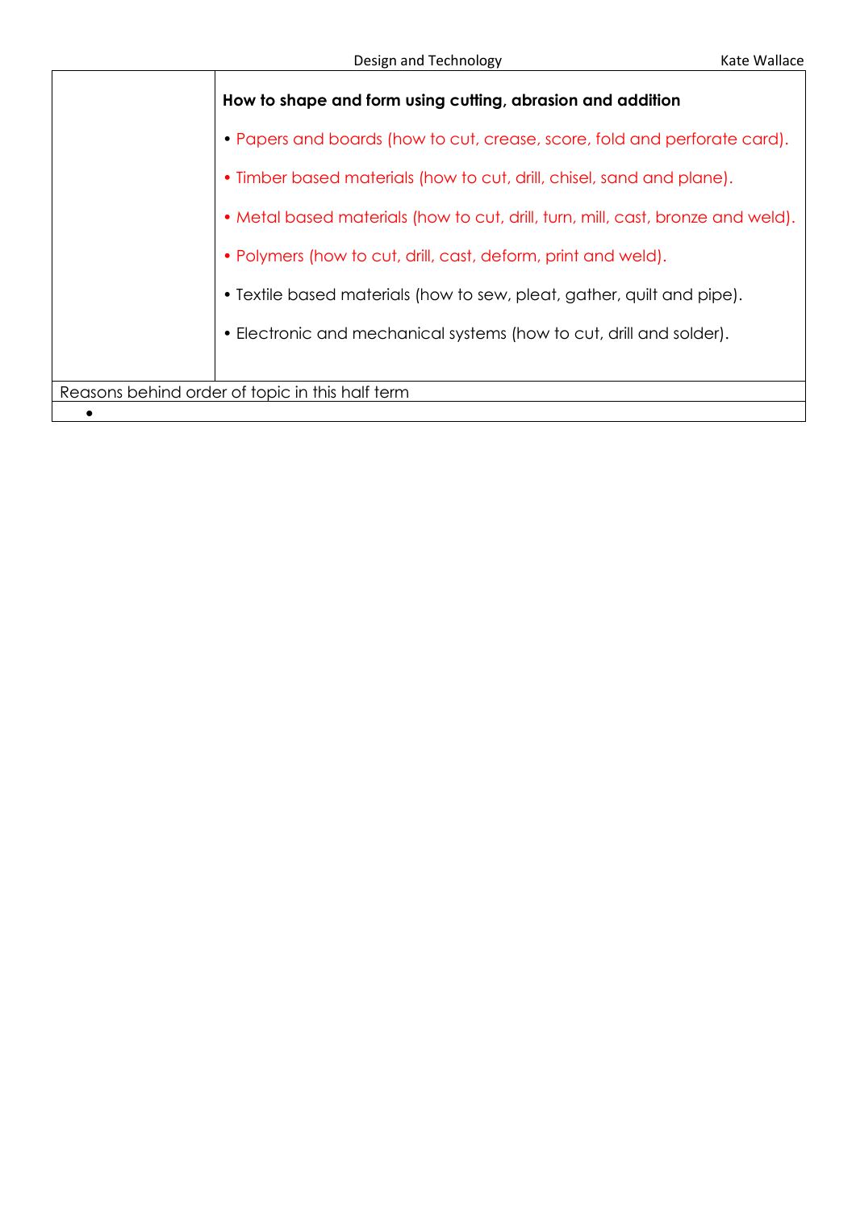| | |
|---|---|
| | **How to shape and form using cutting, abrasion and addition**<br><br>• Papers and boards (how to cut, crease, score, fold and perforate card).<br><br>• Timber based materials (how to cut, drill, chisel, sand and plane).<br><br>• Metal based materials (how to cut, drill, turn, mill, cast, bronze and weld).<br><br>• Polymers (how to cut, drill, cast, deform, print and weld).<br><br>• Textile based materials (how to sew, pleat, gather, quilt and pipe).<br><br>• Electronic and mechanical systems (how to cut, drill and solder). |

| Reasons behind order of topic in this half term |
|---|
| • |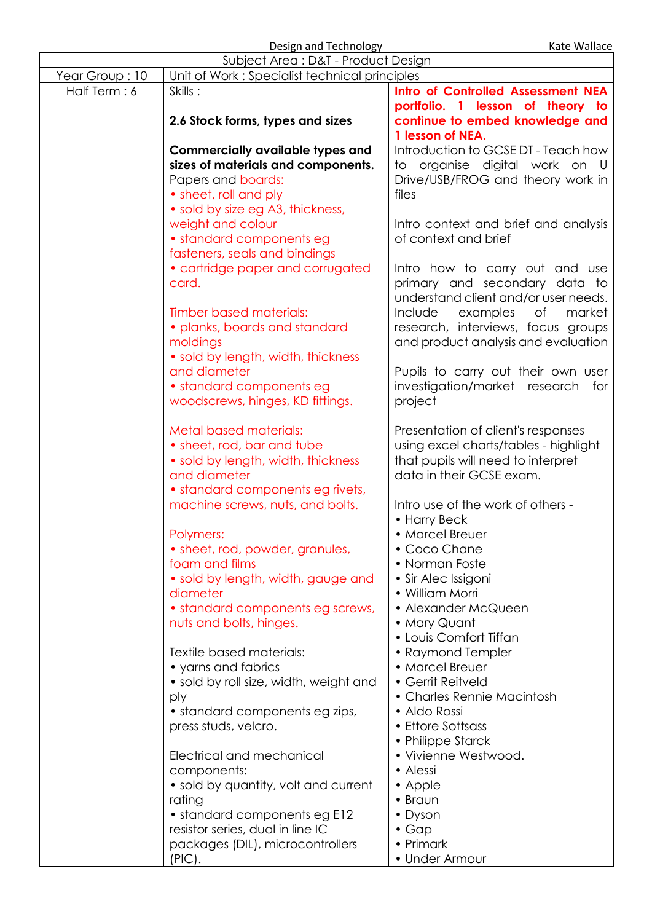| Subject Area : D&T - Product Design | | |
|---|---|---|
| Year Group : 10 | Unit of Work : Specialist technical principles | |
| Half Term : 6 | Skills :<br><br>**2.6 Stock forms, types and sizes**<br><br>**Commercially available types and sizes of materials and components.**<br>Papers and boards:<br>• sheet, roll and ply<br>• sold by size eg A3, thickness, weight and colour<br>• standard components eg fasteners, seals and bindings<br>• cartridge paper and corrugated card.<br><br>Timber based materials:<br>• planks, boards and standard moldings<br>• sold by length, width, thickness and diameter<br>• standard components eg woodscrews, hinges, KD fittings.<br><br>Metal based materials:<br>• sheet, rod, bar and tube<br>• sold by length, width, thickness and diameter<br>• standard components eg rivets, machine screws, nuts, and bolts.<br><br>Polymers:<br>• sheet, rod, powder, granules, foam and films<br>• sold by length, width, gauge and diameter<br>• standard components eg screws, nuts and bolts, hinges.<br><br>Textile based materials:<br>• yarns and fabrics<br>• sold by roll size, width, weight and ply<br>• standard components eg zips, press studs, velcro.<br><br>Electrical and mechanical components:<br>• sold by quantity, volt and current rating<br>• standard components eg E12 resistor series, dual in line IC packages (DIL), microcontrollers (PIC). | **Intro of Controlled Assessment NEA portfolio. 1 lesson of theory to continue to embed knowledge and 1 lesson of NEA.**<br>Introduction to GCSE DT - Teach how to organise digital work on U Drive/USB/FROG and theory work in files<br><br>Intro context and brief and analysis of context and brief<br><br>Intro how to carry out and use primary and secondary data to understand client and/or user needs. Include examples of market research, interviews, focus groups and product analysis and evaluation<br><br>Pupils to carry out their own user investigation/market research for project<br><br>Presentation of client's responses using excel charts/tables - highlight that pupils will need to interpret data in their GCSE exam.<br><br>Intro use of the work of others -<br>• Harry Beck<br>• Marcel Breuer<br>• Coco Chane<br>• Norman Foste<br>• Sir Alec Issigoni<br>• William Morri<br>• Alexander McQueen<br>• Mary Quant<br>• Louis Comfort Tiffan<br>• Raymond Templer<br>• Marcel Breuer<br>• Gerrit Reitveld<br>• Charles Rennie Macintosh<br>• Aldo Rossi<br>• Ettore Sottsass<br>• Philippe Starck<br>• Vivienne Westwood.<br>• Alessi<br>• Apple<br>• Braun<br>• Dyson<br>• Gap<br>• Primark<br>• Under Armour |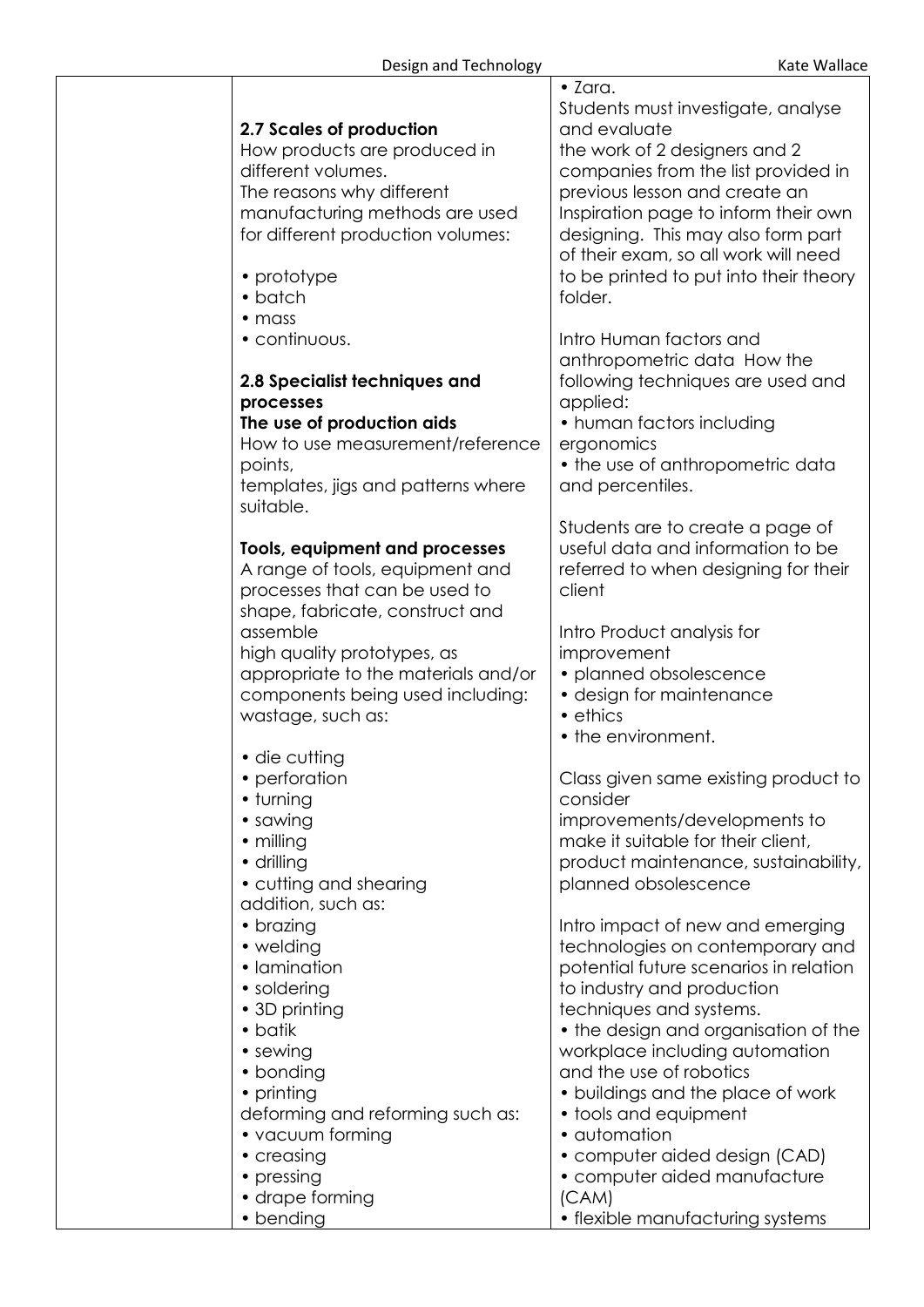| | | |
|---|---|---|
| | **2.7 Scales of production**<br>How products are produced in different volumes.<br>The reasons why different manufacturing methods are used for different production volumes:<br><br>• prototype<br>• batch<br>• mass<br>• continuous.<br><br>**2.8 Specialist techniques and processes**<br>**The use of production aids**<br>How to use measurement/reference points,<br>templates, jigs and patterns where suitable.<br><br>**Tools, equipment and processes**<br>A range of tools, equipment and processes that can be used to shape, fabricate, construct and assemble<br>high quality prototypes, as appropriate to the materials and/or components being used including:<br>wastage, such as:<br><br>• die cutting<br>• perforation<br>• turning<br>• sawing<br>• milling<br>• drilling<br>• cutting and shearing<br>addition, such as:<br>• brazing<br>• welding<br>• lamination<br>• soldering<br>• 3D printing<br>• batik<br>• sewing<br>• bonding<br>• printing<br>deforming and reforming such as:<br>• vacuum forming<br>• creasing<br>• pressing<br>• drape forming<br>• bending | • Zara.<br>Students must investigate, analyse and evaluate<br>the work of 2 designers and 2 companies from the list provided in previous lesson and create an Inspiration page to inform their own designing. This may also form part of their exam, so all work will need to be printed to put into their theory folder.<br><br>Intro Human factors and anthropometric data How the following techniques are used and applied:<br>• human factors including ergonomics<br>• the use of anthropometric data and percentiles.<br><br>Students are to create a page of useful data and information to be referred to when designing for their client<br><br>Intro Product analysis for improvement<br>• planned obsolescence<br>• design for maintenance<br>• ethics<br>• the environment.<br><br>Class given same existing product to consider<br>improvements/developments to make it suitable for their client, product maintenance, sustainability, planned obsolescence<br><br>Intro impact of new and emerging technologies on contemporary and potential future scenarios in relation to industry and production techniques and systems.<br>• the design and organisation of the workplace including automation and the use of robotics<br>• buildings and the place of work<br>• tools and equipment<br>• automation<br>• computer aided design (CAD)<br>• computer aided manufacture (CAM)<br>• flexible manufacturing systems |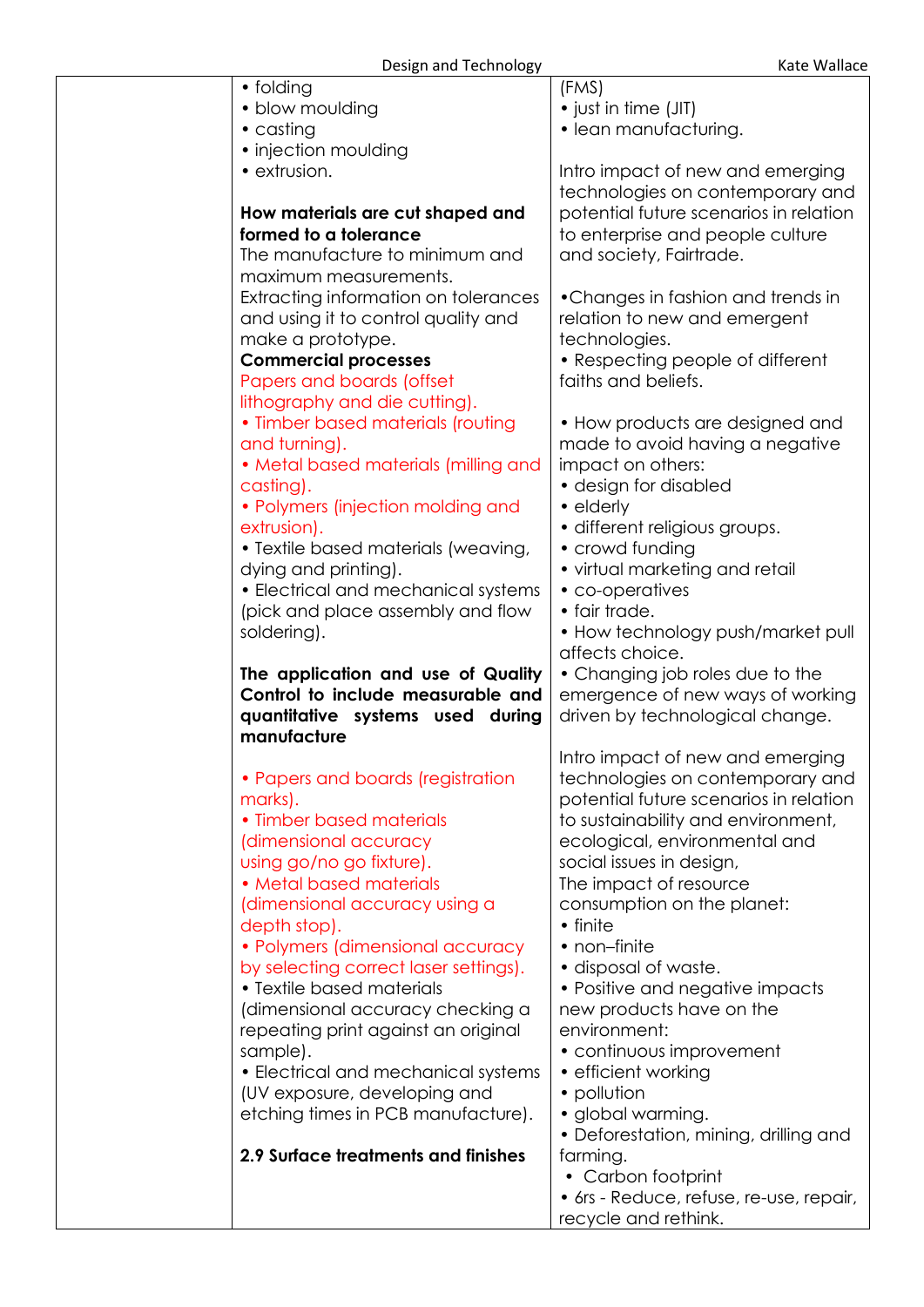| | | |
|---|---|---|
| | • folding<br>• blow moulding<br>• casting<br>• injection moulding<br>• extrusion.<br><br>**How materials are cut shaped and formed to a tolerance**<br>The manufacture to minimum and maximum measurements.<br>Extracting information on tolerances and using it to control quality and make a prototype.<br>**Commercial processes**<br>Papers and boards (offset lithography and die cutting).<br>• Timber based materials (routing and turning).<br>• Metal based materials (milling and casting).<br>• Polymers (injection molding and extrusion).<br>• Textile based materials (weaving, dying and printing).<br>• Electrical and mechanical systems (pick and place assembly and flow soldering).<br><br>**The application and use of Quality Control to include measurable and quantitative systems used during manufacture**<br><br>• Papers and boards (registration marks).<br>• Timber based materials (dimensional accuracy using go/no go fixture).<br>• Metal based materials (dimensional accuracy using a depth stop).<br>• Polymers (dimensional accuracy by selecting correct laser settings).<br>• Textile based materials (dimensional accuracy checking a repeating print against an original sample).<br>• Electrical and mechanical systems (UV exposure, developing and etching times in PCB manufacture).<br><br>**2.9 Surface treatments and finishes** | (FMS)<br>• just in time (JIT)<br>• lean manufacturing.<br><br>Intro impact of new and emerging technologies on contemporary and potential future scenarios in relation to enterprise and people culture and society, Fairtrade.<br><br>•Changes in fashion and trends in relation to new and emergent technologies.<br>• Respecting people of different faiths and beliefs.<br><br>• How products are designed and made to avoid having a negative impact on others:<br>• design for disabled<br>• elderly<br>• different religious groups.<br>• crowd funding<br>• virtual marketing and retail<br>• co-operatives<br>• fair trade.<br>• How technology push/market pull affects choice.<br>• Changing job roles due to the emergence of new ways of working driven by technological change.<br><br>Intro impact of new and emerging technologies on contemporary and potential future scenarios in relation to sustainability and environment, ecological, environmental and social issues in design,<br>The impact of resource consumption on the planet:<br>• finite<br>• non–finite<br>• disposal of waste.<br>• Positive and negative impacts new products have on the environment:<br>• continuous improvement<br>• efficient working<br>• pollution<br>• global warming.<br>• Deforestation, mining, drilling and farming.<br>• Carbon footprint<br>• 6rs - Reduce, refuse, re-use, repair, recycle and rethink. |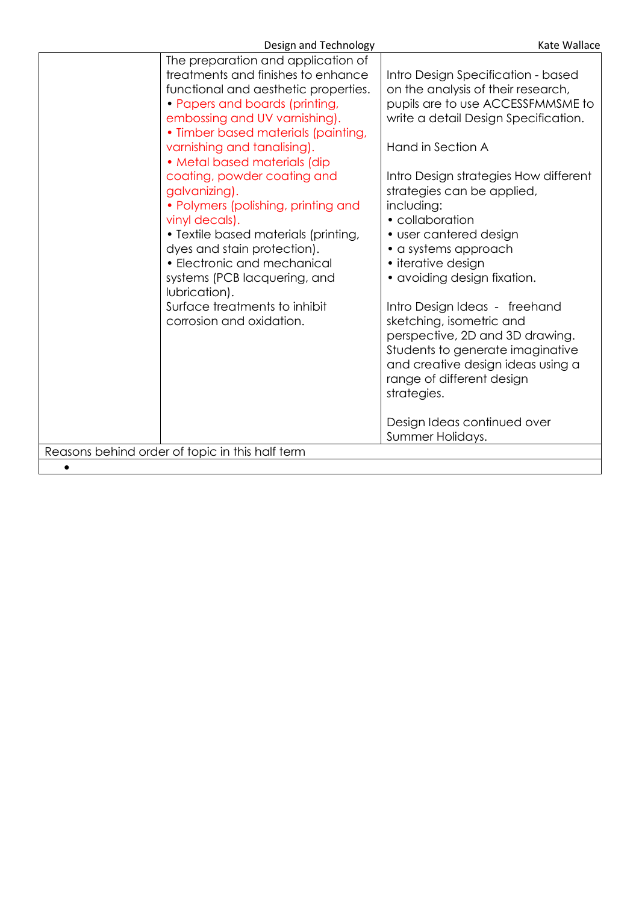| | | |
|---|---|---|
| | The preparation and application of treatments and finishes to enhance functional and aesthetic properties.<br>• Papers and boards (printing, embossing and UV varnishing).<br>• Timber based materials (painting, varnishing and tanalising).<br>• Metal based materials (dip coating, powder coating and galvanizing).<br>• Polymers (polishing, printing and vinyl decals).<br>• Textile based materials (printing, dyes and stain protection).<br>• Electronic and mechanical systems (PCB lacquering, and lubrication).<br>Surface treatments to inhibit corrosion and oxidation. | Intro Design Specification - based on the analysis of their research, pupils are to use ACCESSFMMSME to write a detail Design Specification.<br><br>Hand in Section A<br><br>Intro Design strategies How different strategies can be applied, including:<br>• collaboration<br>• user cantered design<br>• a systems approach<br>• iterative design<br>• avoiding design fixation.<br><br>Intro Design Ideas - freehand sketching, isometric and perspective, 2D and 3D drawing. Students to generate imaginative and creative design ideas using a range of different design strategies.<br><br>Design Ideas continued over Summer Holidays. |
| Reasons behind order of topic in this half term | | |
| • | | |